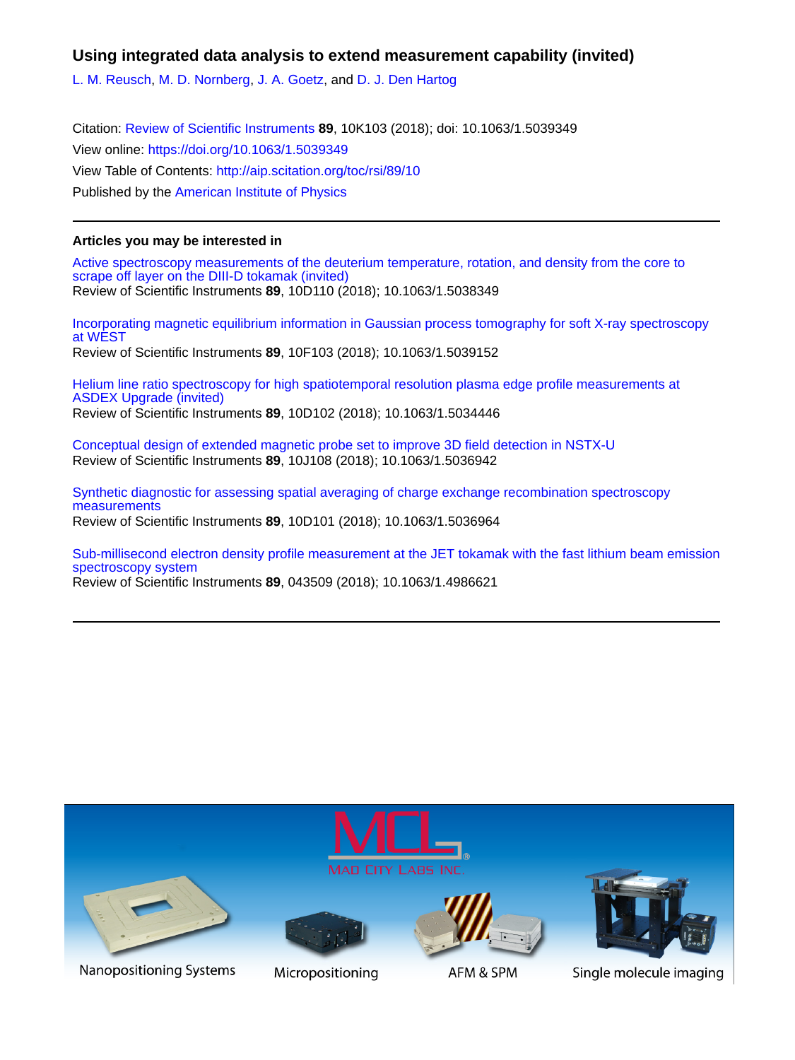# Using integrated data analysis to extend measurement capability (invited)

L. M. Reusch, M. D. Nornberg, J. A. Goetz, and D. J. Den Hartog

Citation: Review of Scientific Instruments **89**, 10K103 (2018); doi: 10.1063/1.5039349

View online: https://doi.org/10.1063/1.5039349

View Table of Contents: http://aip.scitation.org/toc/rsi/89/10

Published by the American Institute of Physics

---

## Articles you may be interested in

Active spectroscopy measurements of the deuterium temperature, rotation, and density from the core to scrape off layer on the DIII-D tokamak (invited)
Review of Scientific Instruments **89**, 10D110 (2018); 10.1063/1.5038349

Incorporating magnetic equilibrium information in Gaussian process tomography for soft X-ray spectroscopy at WEST
Review of Scientific Instruments **89**, 10F103 (2018); 10.1063/1.5039152

Helium line ratio spectroscopy for high spatiotemporal resolution plasma edge profile measurements at ASDEX Upgrade (invited)
Review of Scientific Instruments **89**, 10D102 (2018); 10.1063/1.5034446

Conceptual design of extended magnetic probe set to improve 3D field detection in NSTX-U
Review of Scientific Instruments **89**, 10J108 (2018); 10.1063/1.5036942

Synthetic diagnostic for assessing spatial averaging of charge exchange recombination spectroscopy measurements
Review of Scientific Instruments **89**, 10D101 (2018); 10.1063/1.5036964

Sub-millisecond electron density profile measurement at the JET tokamak with the fast lithium beam emission spectroscopy system
Review of Scientific Instruments **89**, 043509 (2018); 10.1063/1.4986621

---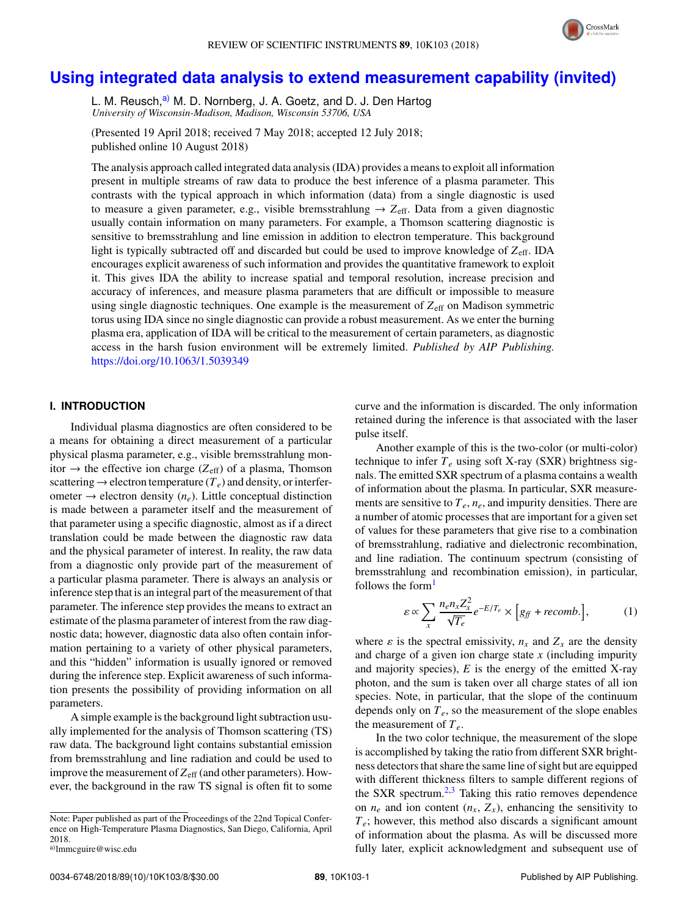# Using integrated data analysis to extend measurement capability (invited)

L. M. Reusch,[a] M. D. Nornberg, J. A. Goetz, and D. J. Den Hartog
*University of Wisconsin-Madison, Madison, Wisconsin 53706, USA*

(Presented 19 April 2018; received 7 May 2018; accepted 12 July 2018; published online 10 August 2018)

The analysis approach called integrated data analysis (IDA) provides a means to exploit all information present in multiple streams of raw data to produce the best inference of a plasma parameter. This contrasts with the typical approach in which information (data) from a single diagnostic is used to measure a given parameter, e.g., visible bremsstrahlung → $Z_{\mathrm{eff}}$. Data from a given diagnostic usually contain information on many parameters. For example, a Thomson scattering diagnostic is sensitive to bremsstrahlung and line emission in addition to electron temperature. This background light is typically subtracted off and discarded but could be used to improve knowledge of $Z_{\mathrm{eff}}$. IDA encourages explicit awareness of such information and provides the quantitative framework to exploit it. This gives IDA the ability to increase spatial and temporal resolution, increase precision and accuracy of inferences, and measure plasma parameters that are difficult or impossible to measure using single diagnostic techniques. One example is the measurement of $Z_{\mathrm{eff}}$ on Madison symmetric torus using IDA since no single diagnostic can provide a robust measurement. As we enter the burning plasma era, application of IDA will be critical to the measurement of certain parameters, as diagnostic access in the harsh fusion environment will be extremely limited. *Published by AIP Publishing.* https://doi.org/10.1063/1.5039349

## I. INTRODUCTION

Individual plasma diagnostics are often considered to be a means for obtaining a direct measurement of a particular physical plasma parameter, e.g., visible bremsstrahlung monitor → the effective ion charge ($Z_{\mathrm{eff}}$) of a plasma, Thomson scattering → electron temperature ($T_e$) and density, or interferometer → electron density ($n_e$). Little conceptual distinction is made between a parameter itself and the measurement of that parameter using a specific diagnostic, almost as if a direct translation could be made between the diagnostic raw data and the physical parameter of interest. In reality, the raw data from a diagnostic only provide part of the measurement of a particular plasma parameter. There is always an analysis or inference step that is an integral part of the measurement of that parameter. The inference step provides the means to extract an estimate of the plasma parameter of interest from the raw diagnostic data; however, diagnostic data also often contain information pertaining to a variety of other physical parameters, and this "hidden" information is usually ignored or removed during the inference step. Explicit awareness of such information presents the possibility of providing information on all parameters.

A simple example is the background light subtraction usually implemented for the analysis of Thomson scattering (TS) raw data. The background light contains substantial emission from bremsstrahlung and line radiation and could be used to improve the measurement of $Z_{\mathrm{eff}}$ (and other parameters). However, the background in the raw TS signal is often fit to some curve and the information is discarded. The only information retained during the inference is that associated with the laser pulse itself.

Another example of this is the two-color (or multi-color) technique to infer $T_e$ using soft X-ray (SXR) brightness signals. The emitted SXR spectrum of a plasma contains a wealth of information about the plasma. In particular, SXR measurements are sensitive to $T_e$, $n_e$, and impurity densities. There are a number of atomic processes that are important for a given set of values for these parameters that give rise to a combination of bremsstrahlung, radiative and dielectronic recombination, and line radiation. The continuum spectrum (consisting of bremsstrahlung and recombination emission), in particular, follows the form[1]

$$\varepsilon \propto \sum_x \frac{n_e n_x Z_x^2}{\sqrt{T_e}} e^{-E/T_e} \times \left[ g_{ff} + recomb. \right], \tag{1}$$

where $\varepsilon$ is the spectral emissivity, $n_x$ and $Z_x$ are the density and charge of a given ion charge state $x$ (including impurity and majority species), $E$ is the energy of the emitted X-ray photon, and the sum is taken over all charge states of all ion species. Note, in particular, that the slope of the continuum depends only on $T_e$, so the measurement of the slope enables the measurement of $T_e$.

In the two color technique, the measurement of the slope is accomplished by taking the ratio from different SXR brightness detectors that share the same line of sight but are equipped with different thickness filters to sample different regions of the SXR spectrum.[2,3] Taking this ratio removes dependence on $n_e$ and ion content ($n_x$, $Z_x$), enhancing the sensitivity to $T_e$; however, this method also discards a significant amount of information about the plasma. As will be discussed more fully later, explicit acknowledgment and subsequent use of

Note: Paper published as part of the Proceedings of the 22nd Topical Conference on High-Temperature Plasma Diagnostics, San Diego, California, April 2018.

[a]lmmcguire@wisc.edu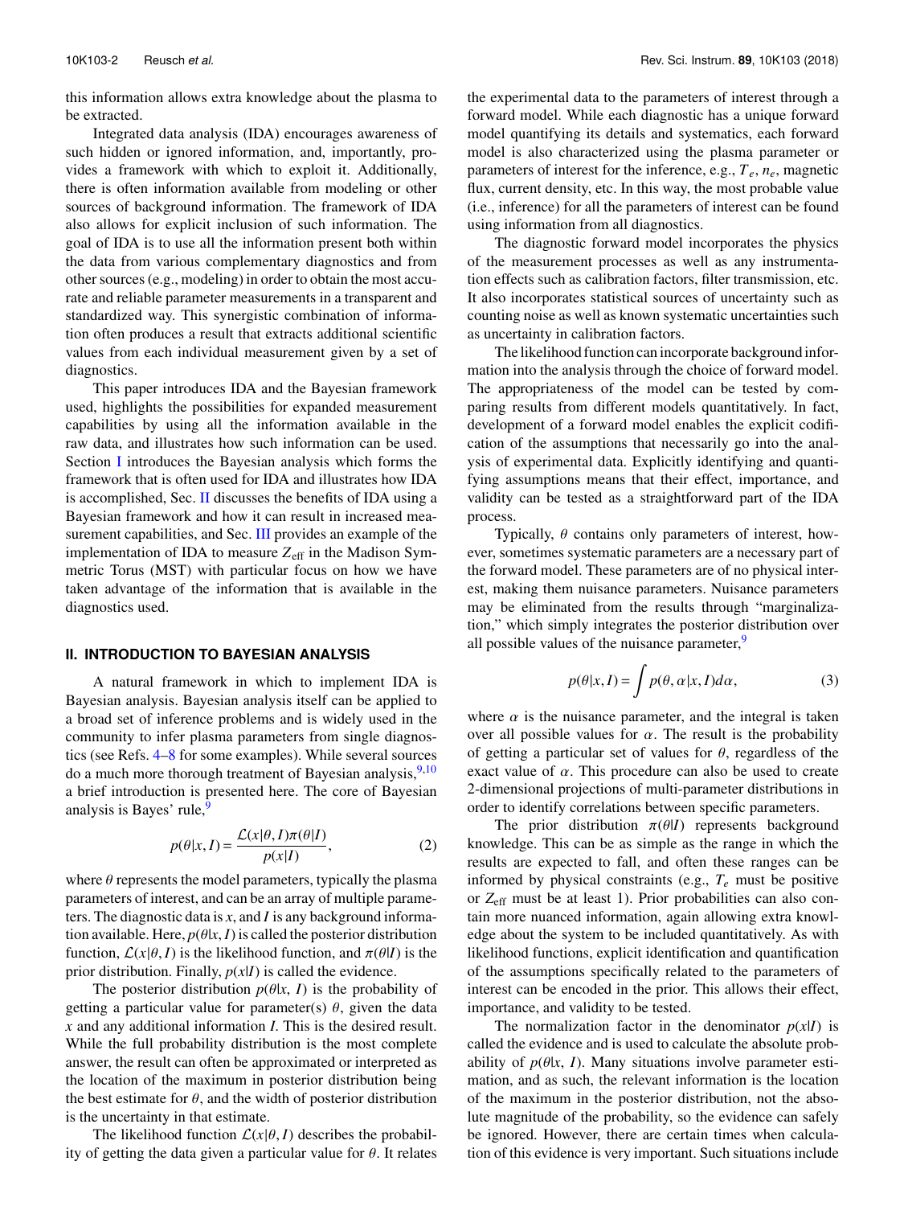this information allows extra knowledge about the plasma to be extracted.

Integrated data analysis (IDA) encourages awareness of such hidden or ignored information, and, importantly, provides a framework with which to exploit it. Additionally, there is often information available from modeling or other sources of background information. The framework of IDA also allows for explicit inclusion of such information. The goal of IDA is to use all the information present both within the data from various complementary diagnostics and from other sources (e.g., modeling) in order to obtain the most accurate and reliable parameter measurements in a transparent and standardized way. This synergistic combination of information often produces a result that extracts additional scientific values from each individual measurement given by a set of diagnostics.

This paper introduces IDA and the Bayesian framework used, highlights the possibilities for expanded measurement capabilities by using all the information available in the raw data, and illustrates how such information can be used. Section I introduces the Bayesian analysis which forms the framework that is often used for IDA and illustrates how IDA is accomplished, Sec. II discusses the benefits of IDA using a Bayesian framework and how it can result in increased measurement capabilities, and Sec. III provides an example of the implementation of IDA to measure $Z_{\mathrm{eff}}$ in the Madison Symmetric Torus (MST) with particular focus on how we have taken advantage of the information that is available in the diagnostics used.

## II. INTRODUCTION TO BAYESIAN ANALYSIS

A natural framework in which to implement IDA is Bayesian analysis. Bayesian analysis itself can be applied to a broad set of inference problems and is widely used in the community to infer plasma parameters from single diagnostics (see Refs. 4–8 for some examples). While several sources do a much more thorough treatment of Bayesian analysis,[9,10] a brief introduction is presented here. The core of Bayesian analysis is Bayes' rule,[9]

$$p(\theta|x, I) = \frac{\mathcal{L}(x|\theta, I)\pi(\theta|I)}{p(x|I)}, \tag{2}$$

where $\theta$ represents the model parameters, typically the plasma parameters of interest, and can be an array of multiple parameters. The diagnostic data is $x$, and $I$ is any background information available. Here, $p(\theta|x, I)$ is called the posterior distribution function, $\mathcal{L}(x|\theta, I)$ is the likelihood function, and $\pi(\theta|I)$ is the prior distribution. Finally, $p(x|I)$ is called the evidence.

The posterior distribution $p(\theta|x, I)$ is the probability of getting a particular value for parameter(s) $\theta$, given the data $x$ and any additional information $I$. This is the desired result. While the full probability distribution is the most complete answer, the result can often be approximated or interpreted as the location of the maximum in posterior distribution being the best estimate for $\theta$, and the width of posterior distribution is the uncertainty in that estimate.

The likelihood function $\mathcal{L}(x|\theta, I)$ describes the probability of getting the data given a particular value for $\theta$. It relates the experimental data to the parameters of interest through a forward model. While each diagnostic has a unique forward model quantifying its details and systematics, each forward model is also characterized using the plasma parameter or parameters of interest for the inference, e.g., $T_e$, $n_e$, magnetic flux, current density, etc. In this way, the most probable value (i.e., inference) for all the parameters of interest can be found using information from all diagnostics.

The diagnostic forward model incorporates the physics of the measurement processes as well as any instrumentation effects such as calibration factors, filter transmission, etc. It also incorporates statistical sources of uncertainty such as counting noise as well as known systematic uncertainties such as uncertainty in calibration factors.

The likelihood function can incorporate background information into the analysis through the choice of forward model. The appropriateness of the model can be tested by comparing results from different models quantitatively. In fact, development of a forward model enables the explicit codification of the assumptions that necessarily go into the analysis of experimental data. Explicitly identifying and quantifying assumptions means that their effect, importance, and validity can be tested as a straightforward part of the IDA process.

Typically, $\theta$ contains only parameters of interest, however, sometimes systematic parameters are a necessary part of the forward model. These parameters are of no physical interest, making them nuisance parameters. Nuisance parameters may be eliminated from the results through "marginalization," which simply integrates the posterior distribution over all possible values of the nuisance parameter,[9]

$$p(\theta|x, I) = \int p(\theta, \alpha|x, I)d\alpha, \tag{3}$$

where $\alpha$ is the nuisance parameter, and the integral is taken over all possible values for $\alpha$. The result is the probability of getting a particular set of values for $\theta$, regardless of the exact value of $\alpha$. This procedure can also be used to create 2-dimensional projections of multi-parameter distributions in order to identify correlations between specific parameters.

The prior distribution $\pi(\theta|I)$ represents background knowledge. This can be as simple as the range in which the results are expected to fall, and often these ranges can be informed by physical constraints (e.g., $T_e$ must be positive or $Z_{\mathrm{eff}}$ must be at least 1). Prior probabilities can also contain more nuanced information, again allowing extra knowledge about the system to be included quantitatively. As with likelihood functions, explicit identification and quantification of the assumptions specifically related to the parameters of interest can be encoded in the prior. This allows their effect, importance, and validity to be tested.

The normalization factor in the denominator $p(x|I)$ is called the evidence and is used to calculate the absolute probability of $p(\theta|x, I)$. Many situations involve parameter estimation, and as such, the relevant information is the location of the maximum in the posterior distribution, not the absolute magnitude of the probability, so the evidence can safely be ignored. However, there are certain times when calculation of this evidence is very important. Such situations include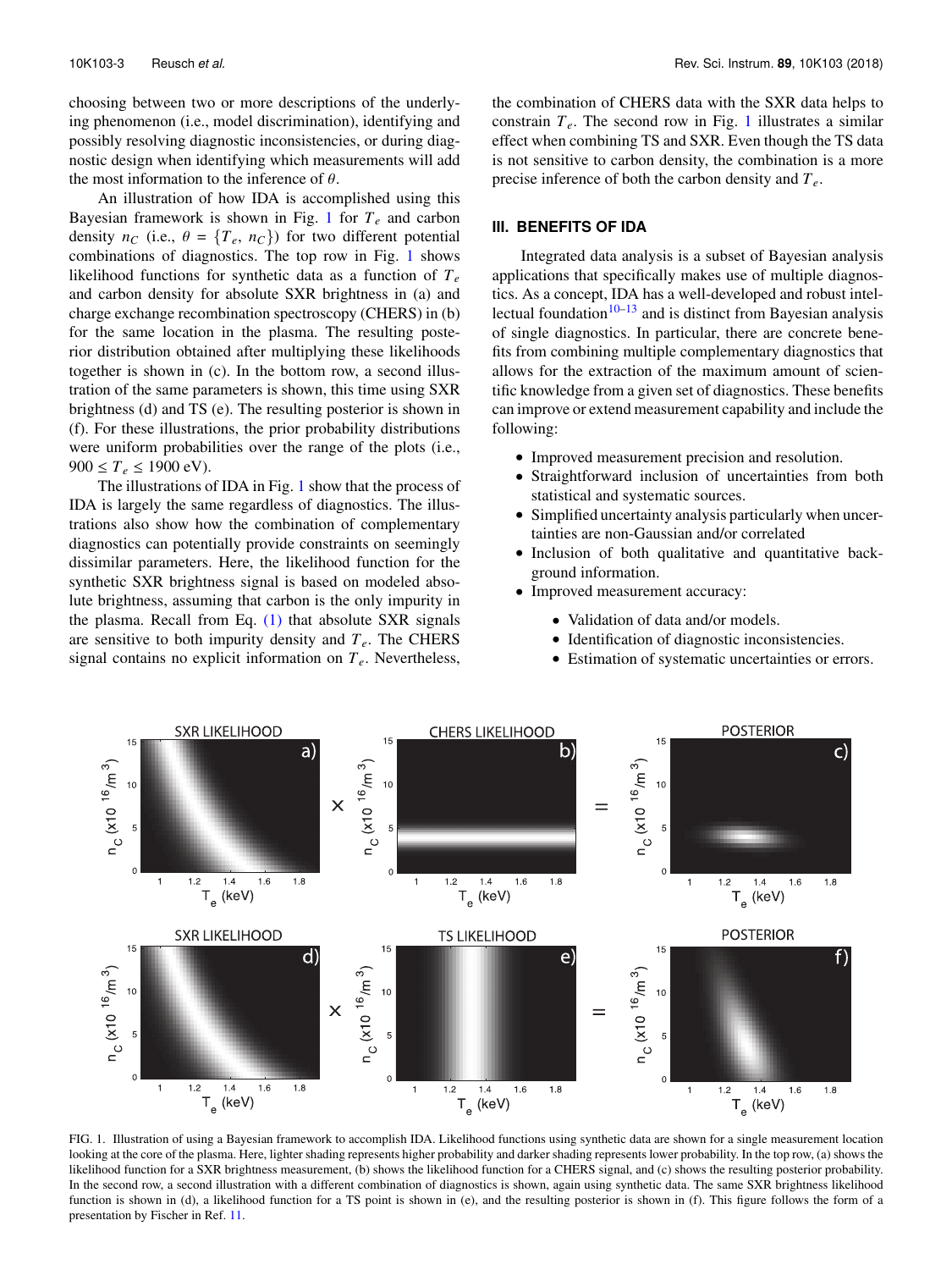choosing between two or more descriptions of the underlying phenomenon (i.e., model discrimination), identifying and possibly resolving diagnostic inconsistencies, or during diagnostic design when identifying which measurements will add the most information to the inference of $\theta$.

An illustration of how IDA is accomplished using this Bayesian framework is shown in Fig. 1 for $T_e$ and carbon density $n_C$ (i.e., $\theta = \{T_e, n_C\}$) for two different potential combinations of diagnostics. The top row in Fig. 1 shows likelihood functions for synthetic data as a function of $T_e$ and carbon density for absolute SXR brightness in (a) and charge exchange recombination spectroscopy (CHERS) in (b) for the same location in the plasma. The resulting posterior distribution obtained after multiplying these likelihoods together is shown in (c). In the bottom row, a second illustration of the same parameters is shown, this time using SXR brightness (d) and TS (e). The resulting posterior is shown in (f). For these illustrations, the prior probability distributions were uniform probabilities over the range of the plots (i.e., $900 \leq T_e \leq 1900$ eV).

The illustrations of IDA in Fig. 1 show that the process of IDA is largely the same regardless of diagnostics. The illustrations also show how the combination of complementary diagnostics can potentially provide constraints on seemingly dissimilar parameters. Here, the likelihood function for the synthetic SXR brightness signal is based on modeled absolute brightness, assuming that carbon is the only impurity in the plasma. Recall from Eq. (1) that absolute SXR signals are sensitive to both impurity density and $T_e$. The CHERS signal contains no explicit information on $T_e$. Nevertheless, the combination of CHERS data with the SXR data helps to constrain $T_e$. The second row in Fig. 1 illustrates a similar effect when combining TS and SXR. Even though the TS data is not sensitive to carbon density, the combination is a more precise inference of both the carbon density and $T_e$.

## III. BENEFITS OF IDA

Integrated data analysis is a subset of Bayesian analysis applications that specifically makes use of multiple diagnostics. As a concept, IDA has a well-developed and robust intellectual foundation[10–13] and is distinct from Bayesian analysis of single diagnostics. In particular, there are concrete benefits from combining multiple complementary diagnostics that allows for the extraction of the maximum amount of scientific knowledge from a given set of diagnostics. These benefits can improve or extend measurement capability and include the following:

- Improved measurement precision and resolution.
- Straightforward inclusion of uncertainties from both statistical and systematic sources.
- Simplified uncertainty analysis particularly when uncertainties are non-Gaussian and/or correlated
- Inclusion of both qualitative and quantitative background information.
- Improved measurement accuracy:
  - Validation of data and/or models.
  - Identification of diagnostic inconsistencies.
  - Estimation of systematic uncertainties or errors.

FIG. 1. Illustration of using a Bayesian framework to accomplish IDA. Likelihood functions using synthetic data are shown for a single measurement location looking at the core of the plasma. Here, lighter shading represents higher probability and darker shading represents lower probability. In the top row, (a) shows the likelihood function for a SXR brightness measurement, (b) shows the likelihood function for a CHERS signal, and (c) shows the resulting posterior probability. In the second row, a second illustration with a different combination of diagnostics is shown, again using synthetic data. The same SXR brightness likelihood function is shown in (d), a likelihood function for a TS point is shown in (e), and the resulting posterior is shown in (f). This figure follows the form of a presentation by Fischer in Ref. 11.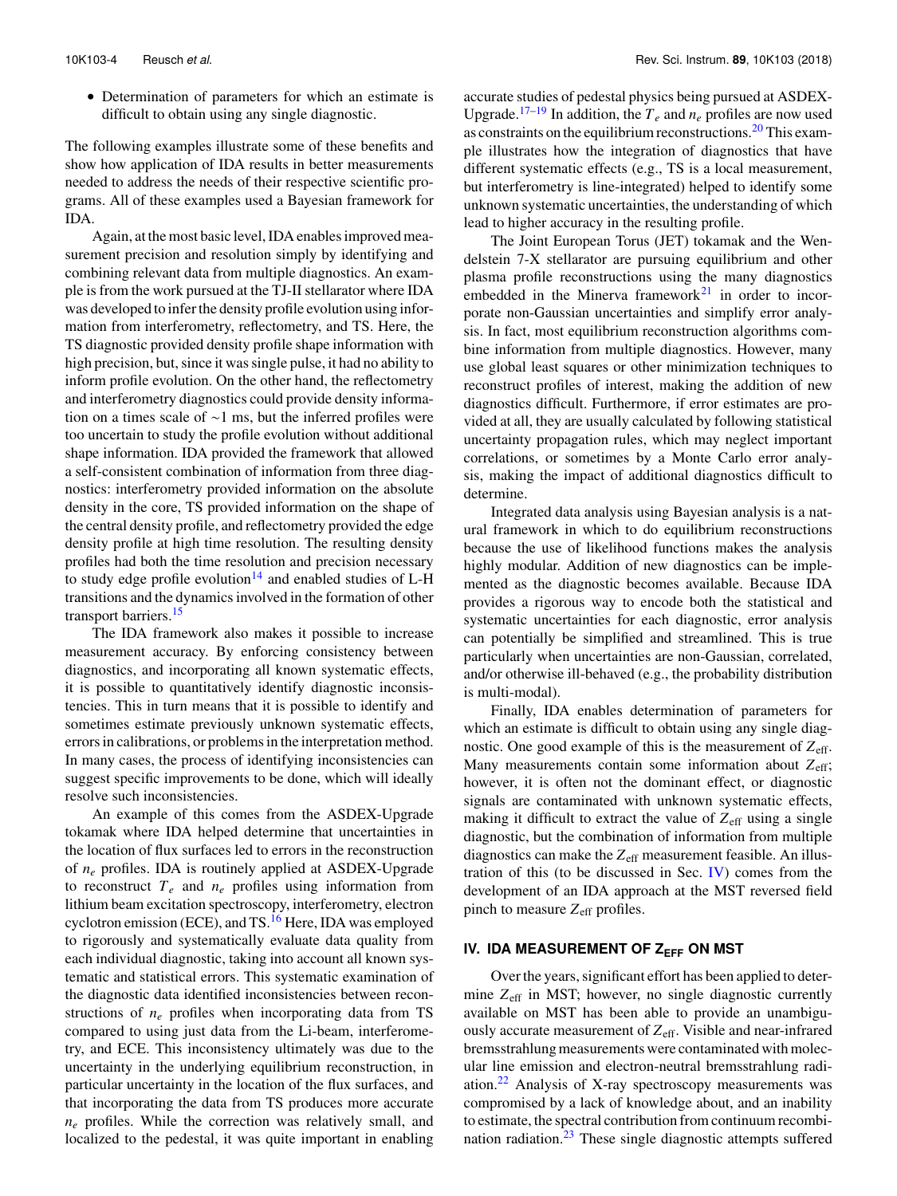- Determination of parameters for which an estimate is difficult to obtain using any single diagnostic.

The following examples illustrate some of these benefits and show how application of IDA results in better measurements needed to address the needs of their respective scientific programs. All of these examples used a Bayesian framework for IDA.

Again, at the most basic level, IDA enables improved measurement precision and resolution simply by identifying and combining relevant data from multiple diagnostics. An example is from the work pursued at the TJ-II stellarator where IDA was developed to infer the density profile evolution using information from interferometry, reflectometry, and TS. Here, the TS diagnostic provided density profile shape information with high precision, but, since it was single pulse, it had no ability to inform profile evolution. On the other hand, the reflectometry and interferometry diagnostics could provide density information on a times scale of ∼1 ms, but the inferred profiles were too uncertain to study the profile evolution without additional shape information. IDA provided the framework that allowed a self-consistent combination of information from three diagnostics: interferometry provided information on the absolute density in the core, TS provided information on the shape of the central density profile, and reflectometry provided the edge density profile at high time resolution. The resulting density profiles had both the time resolution and precision necessary to study edge profile evolution[14] and enabled studies of L-H transitions and the dynamics involved in the formation of other transport barriers.[15]

The IDA framework also makes it possible to increase measurement accuracy. By enforcing consistency between diagnostics, and incorporating all known systematic effects, it is possible to quantitatively identify diagnostic inconsistencies. This in turn means that it is possible to identify and sometimes estimate previously unknown systematic effects, errors in calibrations, or problems in the interpretation method. In many cases, the process of identifying inconsistencies can suggest specific improvements to be done, which will ideally resolve such inconsistencies.

An example of this comes from the ASDEX-Upgrade tokamak where IDA helped determine that uncertainties in the location of flux surfaces led to errors in the reconstruction of $n_e$ profiles. IDA is routinely applied at ASDEX-Upgrade to reconstruct $T_e$ and $n_e$ profiles using information from lithium beam excitation spectroscopy, interferometry, electron cyclotron emission (ECE), and TS.[16] Here, IDA was employed to rigorously and systematically evaluate data quality from each individual diagnostic, taking into account all known systematic and statistical errors. This systematic examination of the diagnostic data identified inconsistencies between reconstructions of $n_e$ profiles when incorporating data from TS compared to using just data from the Li-beam, interferometry, and ECE. This inconsistency ultimately was due to the uncertainty in the underlying equilibrium reconstruction, in particular uncertainty in the location of the flux surfaces, and that incorporating the data from TS produces more accurate $n_e$ profiles. While the correction was relatively small, and localized to the pedestal, it was quite important in enabling accurate studies of pedestal physics being pursued at ASDEX-Upgrade.[17–19] In addition, the $T_e$ and $n_e$ profiles are now used as constraints on the equilibrium reconstructions.[20] This example illustrates how the integration of diagnostics that have different systematic effects (e.g., TS is a local measurement, but interferometry is line-integrated) helped to identify some unknown systematic uncertainties, the understanding of which lead to higher accuracy in the resulting profile.

The Joint European Torus (JET) tokamak and the Wendelstein 7-X stellarator are pursuing equilibrium and other plasma profile reconstructions using the many diagnostics embedded in the Minerva framework[21] in order to incorporate non-Gaussian uncertainties and simplify error analysis. In fact, most equilibrium reconstruction algorithms combine information from multiple diagnostics. However, many use global least squares or other minimization techniques to reconstruct profiles of interest, making the addition of new diagnostics difficult. Furthermore, if error estimates are provided at all, they are usually calculated by following statistical uncertainty propagation rules, which may neglect important correlations, or sometimes by a Monte Carlo error analysis, making the impact of additional diagnostics difficult to determine.

Integrated data analysis using Bayesian analysis is a natural framework in which to do equilibrium reconstructions because the use of likelihood functions makes the analysis highly modular. Addition of new diagnostics can be implemented as the diagnostic becomes available. Because IDA provides a rigorous way to encode both the statistical and systematic uncertainties for each diagnostic, error analysis can potentially be simplified and streamlined. This is true particularly when uncertainties are non-Gaussian, correlated, and/or otherwise ill-behaved (e.g., the probability distribution is multi-modal).

Finally, IDA enables determination of parameters for which an estimate is difficult to obtain using any single diagnostic. One good example of this is the measurement of $Z_{\mathrm{eff}}$. Many measurements contain some information about $Z_{\mathrm{eff}}$; however, it is often not the dominant effect, or diagnostic signals are contaminated with unknown systematic effects, making it difficult to extract the value of $Z_{\mathrm{eff}}$ using a single diagnostic, but the combination of information from multiple diagnostics can make the $Z_{\mathrm{eff}}$ measurement feasible. An illustration of this (to be discussed in Sec. IV) comes from the development of an IDA approach at the MST reversed field pinch to measure $Z_{\mathrm{eff}}$ profiles.

## IV. IDA MEASUREMENT OF $Z_{\mathrm{EFF}}$ ON MST

Over the years, significant effort has been applied to determine $Z_{\mathrm{eff}}$ in MST; however, no single diagnostic currently available on MST has been able to provide an unambiguously accurate measurement of $Z_{\mathrm{eff}}$. Visible and near-infrared bremsstrahlung measurements were contaminated with molecular line emission and electron-neutral bremsstrahlung radiation.[22] Analysis of X-ray spectroscopy measurements was compromised by a lack of knowledge about, and an inability to estimate, the spectral contribution from continuum recombination radiation.[23] These single diagnostic attempts suffered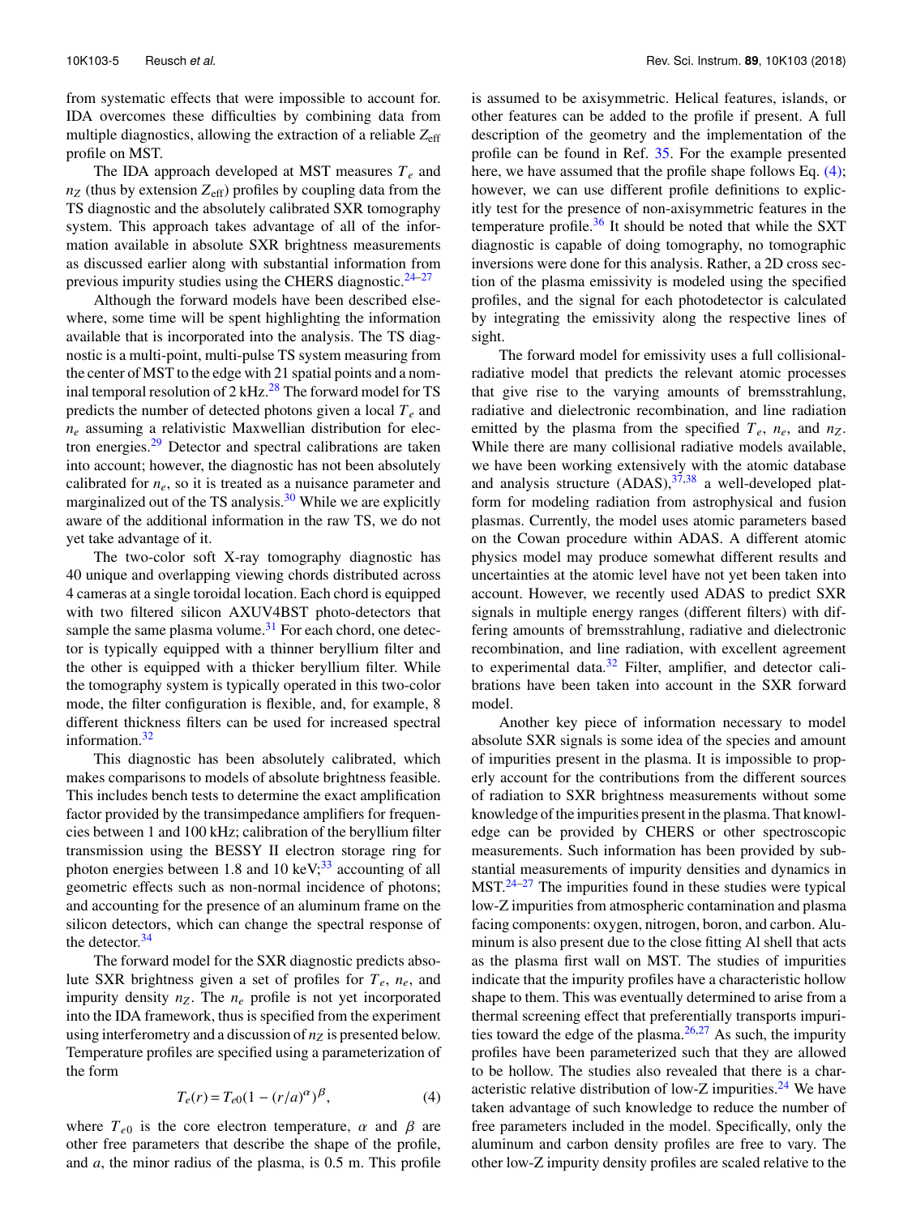from systematic effects that were impossible to account for. IDA overcomes these difficulties by combining data from multiple diagnostics, allowing the extraction of a reliable $Z_{\rm eff}$ profile on MST.

The IDA approach developed at MST measures $T_e$ and $n_Z$ (thus by extension $Z_{\rm eff}$) profiles by coupling data from the TS diagnostic and the absolutely calibrated SXR tomography system. This approach takes advantage of all of the information available in absolute SXR brightness measurements as discussed earlier along with substantial information from previous impurity studies using the CHERS diagnostic.[24–27]

Although the forward models have been described elsewhere, some time will be spent highlighting the information available that is incorporated into the analysis. The TS diagnostic is a multi-point, multi-pulse TS system measuring from the center of MST to the edge with 21 spatial points and a nominal temporal resolution of 2 kHz.[28] The forward model for TS predicts the number of detected photons given a local $T_e$ and $n_e$ assuming a relativistic Maxwellian distribution for electron energies.[29] Detector and spectral calibrations are taken into account; however, the diagnostic has not been absolutely calibrated for $n_e$, so it is treated as a nuisance parameter and marginalized out of the TS analysis.[30] While we are explicitly aware of the additional information in the raw TS, we do not yet take advantage of it.

The two-color soft X-ray tomography diagnostic has 40 unique and overlapping viewing chords distributed across 4 cameras at a single toroidal location. Each chord is equipped with two filtered silicon AXUV4BST photo-detectors that sample the same plasma volume.[31] For each chord, one detector is typically equipped with a thinner beryllium filter and the other is equipped with a thicker beryllium filter. While the tomography system is typically operated in this two-color mode, the filter configuration is flexible, and, for example, 8 different thickness filters can be used for increased spectral information.[32]

This diagnostic has been absolutely calibrated, which makes comparisons to models of absolute brightness feasible. This includes bench tests to determine the exact amplification factor provided by the transimpedance amplifiers for frequencies between 1 and 100 kHz; calibration of the beryllium filter transmission using the BESSY II electron storage ring for photon energies between 1.8 and 10 keV;[33] accounting of all geometric effects such as non-normal incidence of photons; and accounting for the presence of an aluminum frame on the silicon detectors, which can change the spectral response of the detector.[34]

The forward model for the SXR diagnostic predicts absolute SXR brightness given a set of profiles for $T_e$, $n_e$, and impurity density $n_Z$. The $n_e$ profile is not yet incorporated into the IDA framework, thus is specified from the experiment using interferometry and a discussion of $n_Z$ is presented below. Temperature profiles are specified using a parameterization of the form

$$T_e(r) = T_{e0}(1 - (r/a)^{\alpha})^{\beta}, \tag{4}$$

where $T_{e0}$ is the core electron temperature, $\alpha$ and $\beta$ are other free parameters that describe the shape of the profile, and $a$, the minor radius of the plasma, is 0.5 m. This profile is assumed to be axisymmetric. Helical features, islands, or other features can be added to the profile if present. A full description of the geometry and the implementation of the profile can be found in Ref. 35. For the example presented here, we have assumed that the profile shape follows Eq. (4); however, we can use different profile definitions to explicitly test for the presence of non-axisymmetric features in the temperature profile.[36] It should be noted that while the SXT diagnostic is capable of doing tomography, no tomographic inversions were done for this analysis. Rather, a 2D cross section of the plasma emissivity is modeled using the specified profiles, and the signal for each photodetector is calculated by integrating the emissivity along the respective lines of sight.

The forward model for emissivity uses a full collisional-radiative model that predicts the relevant atomic processes that give rise to the varying amounts of bremsstrahlung, radiative and dielectronic recombination, and line radiation emitted by the plasma from the specified $T_e$, $n_e$, and $n_Z$. While there are many collisional radiative models available, we have been working extensively with the atomic database and analysis structure (ADAS),[37,38] a well-developed platform for modeling radiation from astrophysical and fusion plasmas. Currently, the model uses atomic parameters based on the Cowan procedure within ADAS. A different atomic physics model may produce somewhat different results and uncertainties at the atomic level have not yet been taken into account. However, we recently used ADAS to predict SXR signals in multiple energy ranges (different filters) with differing amounts of bremsstrahlung, radiative and dielectronic recombination, and line radiation, with excellent agreement to experimental data.[32] Filter, amplifier, and detector calibrations have been taken into account in the SXR forward model.

Another key piece of information necessary to model absolute SXR signals is some idea of the species and amount of impurities present in the plasma. It is impossible to properly account for the contributions from the different sources of radiation to SXR brightness measurements without some knowledge of the impurities present in the plasma. That knowledge can be provided by CHERS or other spectroscopic measurements. Such information has been provided by substantial measurements of impurity densities and dynamics in MST.[24–27] The impurities found in these studies were typical low-Z impurities from atmospheric contamination and plasma facing components: oxygen, nitrogen, boron, and carbon. Aluminum is also present due to the close fitting Al shell that acts as the plasma first wall on MST. The studies of impurities indicate that the impurity profiles have a characteristic hollow shape to them. This was eventually determined to arise from a thermal screening effect that preferentially transports impurities toward the edge of the plasma.[26,27] As such, the impurity profiles have been parameterized such that they are allowed to be hollow. The studies also revealed that there is a characteristic relative distribution of low-Z impurities.[24] We have taken advantage of such knowledge to reduce the number of free parameters included in the model. Specifically, only the aluminum and carbon density profiles are free to vary. The other low-Z impurity density profiles are scaled relative to the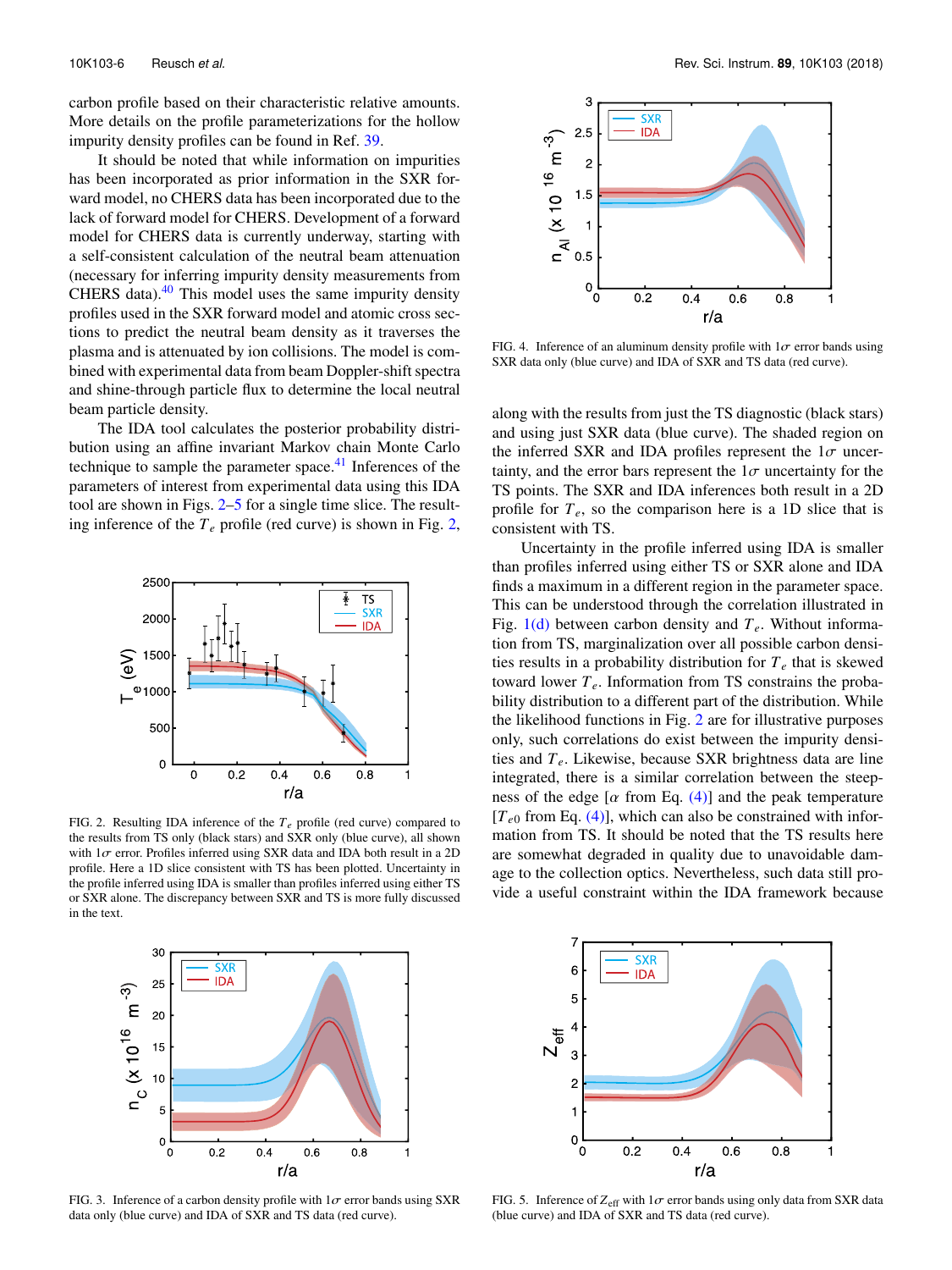carbon profile based on their characteristic relative amounts. More details on the profile parameterizations for the hollow impurity density profiles can be found in Ref. 39.

It should be noted that while information on impurities has been incorporated as prior information in the SXR forward model, no CHERS data has been incorporated due to the lack of forward model for CHERS. Development of a forward model for CHERS data is currently underway, starting with a self-consistent calculation of the neutral beam attenuation (necessary for inferring impurity density measurements from CHERS data).[40] This model uses the same impurity density profiles used in the SXR forward model and atomic cross sections to predict the neutral beam density as it traverses the plasma and is attenuated by ion collisions. The model is combined with experimental data from beam Doppler-shift spectra and shine-through particle flux to determine the local neutral beam particle density.

The IDA tool calculates the posterior probability distribution using an affine invariant Markov chain Monte Carlo technique to sample the parameter space.[41] Inferences of the parameters of interest from experimental data using this IDA tool are shown in Figs. 2–5 for a single time slice. The resulting inference of the $T_e$ profile (red curve) is shown in Fig. 2,

FIG. 2. Resulting IDA inference of the $T_e$ profile (red curve) compared to the results from TS only (black stars) and SXR only (blue curve), all shown with $1\sigma$ error. Profiles inferred using SXR data and IDA both result in a 2D profile. Here a 1D slice consistent with TS has been plotted. Uncertainty in the profile inferred using IDA is smaller than profiles inferred using either TS or SXR alone. The discrepancy between SXR and TS is more fully discussed in the text.

FIG. 3. Inference of a carbon density profile with $1\sigma$ error bands using SXR data only (blue curve) and IDA of SXR and TS data (red curve).

FIG. 4. Inference of an aluminum density profile with $1\sigma$ error bands using SXR data only (blue curve) and IDA of SXR and TS data (red curve).

along with the results from just the TS diagnostic (black stars) and using just SXR data (blue curve). The shaded region on the inferred SXR and IDA profiles represent the $1\sigma$ uncertainty, and the error bars represent the $1\sigma$ uncertainty for the TS points. The SXR and IDA inferences both result in a 2D profile for $T_e$, so the comparison here is a 1D slice that is consistent with TS.

Uncertainty in the profile inferred using IDA is smaller than profiles inferred using either TS or SXR alone and IDA finds a maximum in a different region in the parameter space. This can be understood through the correlation illustrated in Fig. 1(d) between carbon density and $T_e$. Without information from TS, marginalization over all possible carbon densities results in a probability distribution for $T_e$ that is skewed toward lower $T_e$. Information from TS constrains the probability distribution to a different part of the distribution. While the likelihood functions in Fig. 2 are for illustrative purposes only, such correlations do exist between the impurity densities and $T_e$. Likewise, because SXR brightness data are line integrated, there is a similar correlation between the steepness of the edge [$\alpha$ from Eq. (4)] and the peak temperature [$T_{e0}$ from Eq. (4)], which can also be constrained with information from TS. It should be noted that the TS results here are somewhat degraded in quality due to unavoidable damage to the collection optics. Nevertheless, such data still provide a useful constraint within the IDA framework because

FIG. 5. Inference of $Z_{\text{eff}}$ with $1\sigma$ error bands using only data from SXR data (blue curve) and IDA of SXR and TS data (red curve).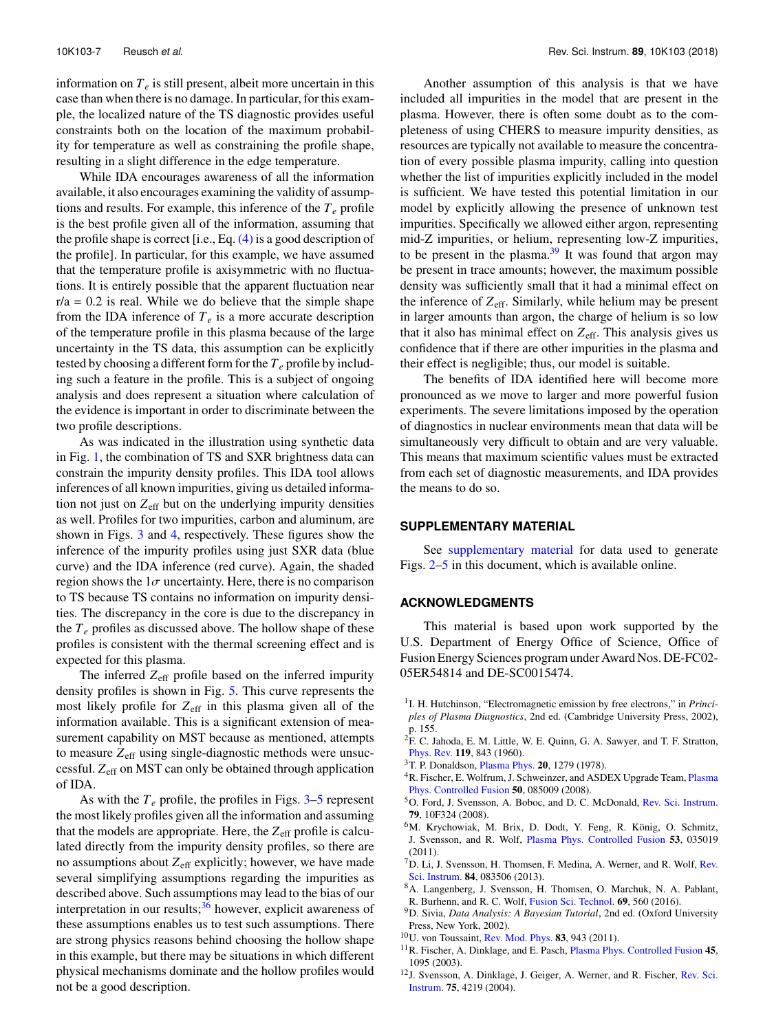information on $T_e$ is still present, albeit more uncertain in this case than when there is no damage. In particular, for this example, the localized nature of the TS diagnostic provides useful constraints both on the location of the maximum probability for temperature as well as constraining the profile shape, resulting in a slight difference in the edge temperature.

While IDA encourages awareness of all the information available, it also encourages examining the validity of assumptions and results. For example, this inference of the $T_e$ profile is the best profile given all of the information, assuming that the profile shape is correct [i.e., Eq. (4) is a good description of the profile]. In particular, for this example, we have assumed that the temperature profile is axisymmetric with no fluctuations. It is entirely possible that the apparent fluctuation near r/a = 0.2 is real. While we do believe that the simple shape from the IDA inference of $T_e$ is a more accurate description of the temperature profile in this plasma because of the large uncertainty in the TS data, this assumption can be explicitly tested by choosing a different form for the $T_e$ profile by including such a feature in the profile. This is a subject of ongoing analysis and does represent a situation where calculation of the evidence is important in order to discriminate between the two profile descriptions.

As was indicated in the illustration using synthetic data in Fig. 1, the combination of TS and SXR brightness data can constrain the impurity density profiles. This IDA tool allows inferences of all known impurities, giving us detailed information not just on $Z_{\text{eff}}$ but on the underlying impurity densities as well. Profiles for two impurities, carbon and aluminum, are shown in Figs. 3 and 4, respectively. These figures show the inference of the impurity profiles using just SXR data (blue curve) and the IDA inference (red curve). Again, the shaded region shows the $1\sigma$ uncertainty. Here, there is no comparison to TS because TS contains no information on impurity densities. The discrepancy in the core is due to the discrepancy in the $T_e$ profiles as discussed above. The hollow shape of these profiles is consistent with the thermal screening effect and is expected for this plasma.

The inferred $Z_{\text{eff}}$ profile based on the inferred impurity density profiles is shown in Fig. 5. This curve represents the most likely profile for $Z_{\text{eff}}$ in this plasma given all of the information available. This is a significant extension of measurement capability on MST because as mentioned, attempts to measure $Z_{\text{eff}}$ using single-diagnostic methods were unsuccessful. $Z_{\text{eff}}$ on MST can only be obtained through application of IDA.

As with the $T_e$ profile, the profiles in Figs. 3–5 represent the most likely profiles given all the information and assuming that the models are appropriate. Here, the $Z_{\text{eff}}$ profile is calculated directly from the impurity density profiles, so there are no assumptions about $Z_{\text{eff}}$ explicitly; however, we have made several simplifying assumptions regarding the impurities as described above. Such assumptions may lead to the bias of our interpretation in our results;[36] however, explicit awareness of these assumptions enables us to test such assumptions. There are strong physics reasons behind choosing the hollow shape in this example, but there may be situations in which different physical mechanisms dominate and the hollow profiles would not be a good description.

Another assumption of this analysis is that we have included all impurities in the model that are present in the plasma. However, there is often some doubt as to the completeness of using CHERS to measure impurity densities, as resources are typically not available to measure the concentration of every possible plasma impurity, calling into question whether the list of impurities explicitly included in the model is sufficient. We have tested this potential limitation in our model by explicitly allowing the presence of unknown test impurities. Specifically we allowed either argon, representing mid-Z impurities, or helium, representing low-Z impurities, to be present in the plasma.[39] It was found that argon may be present in trace amounts; however, the maximum possible density was sufficiently small that it had a minimal effect on the inference of $Z_{\text{eff}}$. Similarly, while helium may be present in larger amounts than argon, the charge of helium is so low that it also has minimal effect on $Z_{\text{eff}}$. This analysis gives us confidence that if there are other impurities in the plasma and their effect is negligible; thus, our model is suitable.

The benefits of IDA identified here will become more pronounced as we move to larger and more powerful fusion experiments. The severe limitations imposed by the operation of diagnostics in nuclear environments mean that data will be simultaneously very difficult to obtain and are very valuable. This means that maximum scientific values must be extracted from each set of diagnostic measurements, and IDA provides the means to do so.

## SUPPLEMENTARY MATERIAL

See supplementary material for data used to generate Figs. 2–5 in this document, which is available online.

## ACKNOWLEDGMENTS

This material is based upon work supported by the U.S. Department of Energy Office of Science, Office of Fusion Energy Sciences program under Award Nos. DE-FC02-05ER54814 and DE-SC0015474.

[1] I. H. Hutchinson, "Electromagnetic emission by free electrons," in *Principles of Plasma Diagnostics*, 2nd ed. (Cambridge University Press, 2002), p. 155.

[2] F. C. Jahoda, E. M. Little, W. E. Quinn, G. A. Sawyer, and T. F. Stratton, Phys. Rev. **119**, 843 (1960).

[3] T. P. Donaldson, Plasma Phys. **20**, 1279 (1978).

[4] R. Fischer, E. Wolfrum, J. Schweinzer, and ASDEX Upgrade Team, Plasma Phys. Controlled Fusion **50**, 085009 (2008).

[5] O. Ford, J. Svensson, A. Boboc, and D. C. McDonald, Rev. Sci. Instrum. **79**, 10F324 (2008).

[6] M. Krychowiak, M. Brix, D. Dodt, Y. Feng, R. König, O. Schmitz, J. Svensson, and R. Wolf, Plasma Phys. Controlled Fusion **53**, 035019 (2011).

[7] D. Li, J. Svensson, H. Thomsen, F. Medina, A. Werner, and R. Wolf, Rev. Sci. Instrum. **84**, 083506 (2013).

[8] A. Langenberg, J. Svensson, H. Thomsen, O. Marchuk, N. A. Pablant, R. Burhenn, and R. C. Wolf, Fusion Sci. Technol. **69**, 560 (2016).

[9] D. Sivia, *Data Analysis: A Bayesian Tutorial*, 2nd ed. (Oxford University Press, New York, 2002).

[10] U. von Toussaint, Rev. Mod. Phys. **83**, 943 (2011).

[11] R. Fischer, A. Dinklage, and E. Pasch, Plasma Phys. Controlled Fusion **45**, 1095 (2003).

[12] J. Svensson, A. Dinklage, J. Geiger, A. Werner, and R. Fischer, Rev. Sci. Instrum. **75**, 4219 (2004).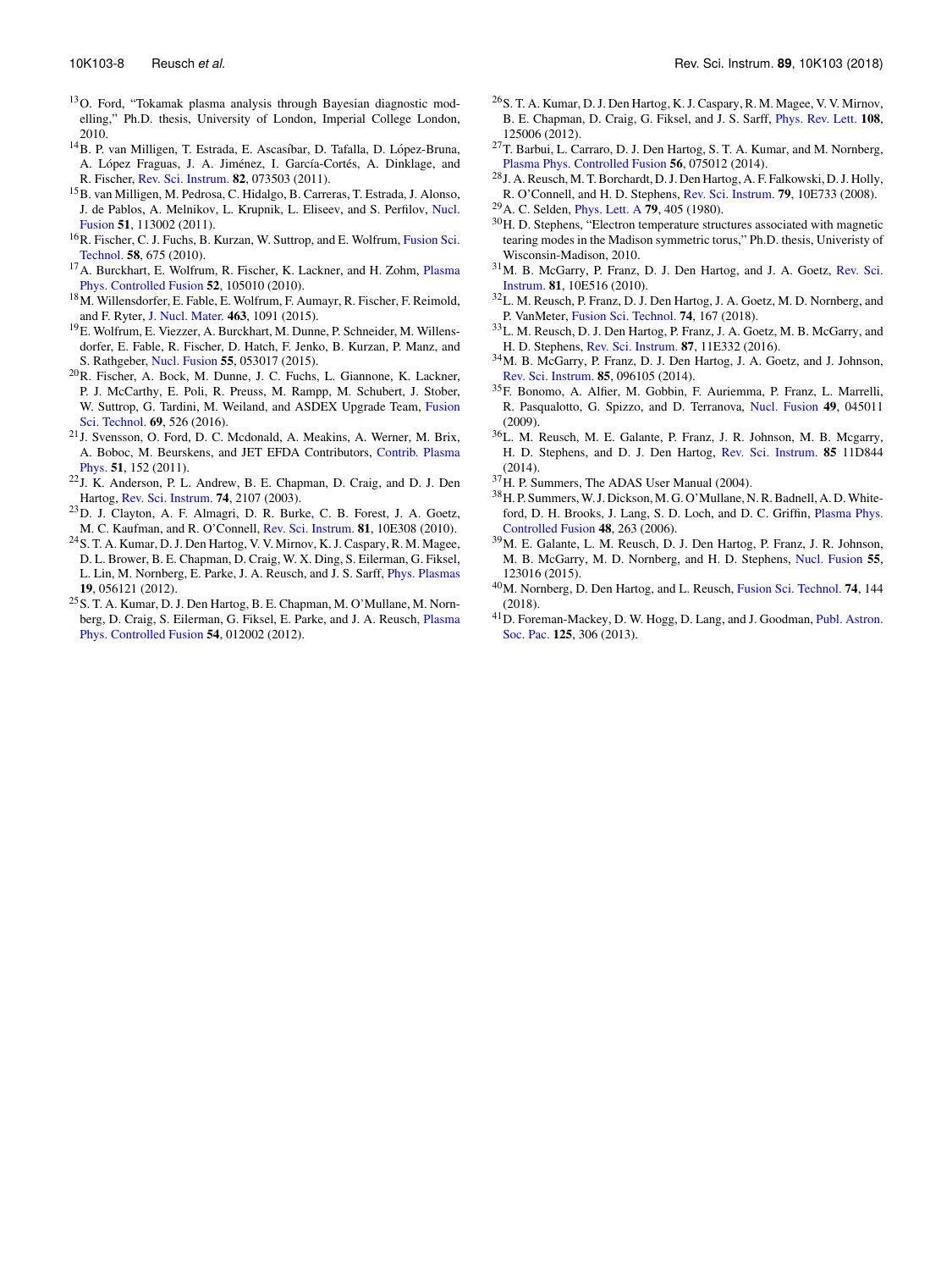[13] O. Ford, "Tokamak plasma analysis through Bayesian diagnostic modelling," Ph.D. thesis, University of London, Imperial College London, 2010.

[14] B. P. van Milligen, T. Estrada, E. Ascasíbar, D. Tafalla, D. López-Bruna, A. López Fraguas, J. A. Jiménez, I. García-Cortés, A. Dinklage, and R. Fischer, Rev. Sci. Instrum. **82**, 073503 (2011).

[15] B. van Milligen, M. Pedrosa, C. Hidalgo, B. Carreras, T. Estrada, J. Alonso, J. de Pablos, A. Melnikov, L. Krupnik, L. Eliseev, and S. Perfilov, Nucl. Fusion **51**, 113002 (2011).

[16] R. Fischer, C. J. Fuchs, B. Kurzan, W. Suttrop, and E. Wolfrum, Fusion Sci. Technol. **58**, 675 (2010).

[17] A. Burckhart, E. Wolfrum, R. Fischer, K. Lackner, and H. Zohm, Plasma Phys. Controlled Fusion **52**, 105010 (2010).

[18] M. Willensdorfer, E. Fable, E. Wolfrum, F. Aumayr, R. Fischer, F. Reimold, and F. Ryter, J. Nucl. Mater. **463**, 1091 (2015).

[19] E. Wolfrum, E. Viezzer, A. Burckhart, M. Dunne, P. Schneider, M. Willensdorfer, E. Fable, R. Fischer, D. Hatch, F. Jenko, B. Kurzan, P. Manz, and S. Rathgeber, Nucl. Fusion **55**, 053017 (2015).

[20] R. Fischer, A. Bock, M. Dunne, J. C. Fuchs, L. Giannone, K. Lackner, P. J. McCarthy, E. Poli, R. Preuss, M. Rampp, M. Schubert, J. Stober, W. Suttrop, G. Tardini, M. Weiland, and ASDEX Upgrade Team, Fusion Sci. Technol. **69**, 526 (2016).

[21] J. Svensson, O. Ford, D. C. Mcdonald, A. Meakins, A. Werner, M. Brix, A. Boboc, M. Beurskens, and JET EFDA Contributors, Contrib. Plasma Phys. **51**, 152 (2011).

[22] J. K. Anderson, P. L. Andrew, B. E. Chapman, D. Craig, and D. J. Den Hartog, Rev. Sci. Instrum. **74**, 2107 (2003).

[23] D. J. Clayton, A. F. Almagri, D. R. Burke, C. B. Forest, J. A. Goetz, M. C. Kaufman, and R. O'Connell, Rev. Sci. Instrum. **81**, 10E308 (2010).

[24] S. T. A. Kumar, D. J. Den Hartog, V. V. Mirnov, K. J. Caspary, R. M. Magee, D. L. Brower, B. E. Chapman, D. Craig, W. X. Ding, S. Eilerman, G. Fiksel, L. Lin, M. Nornberg, E. Parke, J. A. Reusch, and J. S. Sarff, Phys. Plasmas **19**, 056121 (2012).

[25] S. T. A. Kumar, D. J. Den Hartog, B. E. Chapman, M. O'Mullane, M. Nornberg, D. Craig, S. Eilerman, G. Fiksel, E. Parke, and J. A. Reusch, Plasma Phys. Controlled Fusion **54**, 012002 (2012).

[26] S. T. A. Kumar, D. J. Den Hartog, K. J. Caspary, R. M. Magee, V. V. Mirnov, B. E. Chapman, D. Craig, G. Fiksel, and J. S. Sarff, Phys. Rev. Lett. **108**, 125006 (2012).

[27] T. Barbui, L. Carraro, D. J. Den Hartog, S. T. A. Kumar, and M. Nornberg, Plasma Phys. Controlled Fusion **56**, 075012 (2014).

[28] J. A. Reusch, M. T. Borchardt, D. J. Den Hartog, A. F. Falkowski, D. J. Holly, R. O'Connell, and H. D. Stephens, Rev. Sci. Instrum. **79**, 10E733 (2008).

[29] A. C. Selden, Phys. Lett. A **79**, 405 (1980).

[30] H. D. Stephens, "Electron temperature structures associated with magnetic tearing modes in the Madison symmetric torus," Ph.D. thesis, Univeristy of Wisconsin-Madison, 2010.

[31] M. B. McGarry, P. Franz, D. J. Den Hartog, and J. A. Goetz, Rev. Sci. Instrum. **81**, 10E516 (2010).

[32] L. M. Reusch, P. Franz, D. J. Den Hartog, J. A. Goetz, M. D. Nornberg, and P. VanMeter, Fusion Sci. Technol. **74**, 167 (2018).

[33] L. M. Reusch, D. J. Den Hartog, P. Franz, J. A. Goetz, M. B. McGarry, and H. D. Stephens, Rev. Sci. Instrum. **87**, 11E332 (2016).

[34] M. B. McGarry, P. Franz, D. J. Den Hartog, J. A. Goetz, and J. Johnson, Rev. Sci. Instrum. **85**, 096105 (2014).

[35] F. Bonomo, A. Alfier, M. Gobbin, F. Auriemma, P. Franz, L. Marrelli, R. Pasqualotto, G. Spizzo, and D. Terranova, Nucl. Fusion **49**, 045011 (2009).

[36] L. M. Reusch, M. E. Galante, P. Franz, J. R. Johnson, M. B. Mcgarry, H. D. Stephens, and D. J. Den Hartog, Rev. Sci. Instrum. **85** 11D844 (2014).

[37] H. P. Summers, The ADAS User Manual (2004).

[38] H. P. Summers, W. J. Dickson, M. G. O'Mullane, N. R. Badnell, A. D. Whiteford, D. H. Brooks, J. Lang, S. D. Loch, and D. C. Griffin, Plasma Phys. Controlled Fusion **48**, 263 (2006).

[39] M. E. Galante, L. M. Reusch, D. J. Den Hartog, P. Franz, J. R. Johnson, M. B. McGarry, M. D. Nornberg, and H. D. Stephens, Nucl. Fusion **55**, 123016 (2015).

[40] M. Nornberg, D. Den Hartog, and L. Reusch, Fusion Sci. Technol. **74**, 144 (2018).

[41] D. Foreman-Mackey, D. W. Hogg, D. Lang, and J. Goodman, Publ. Astron. Soc. Pac. **125**, 306 (2013).